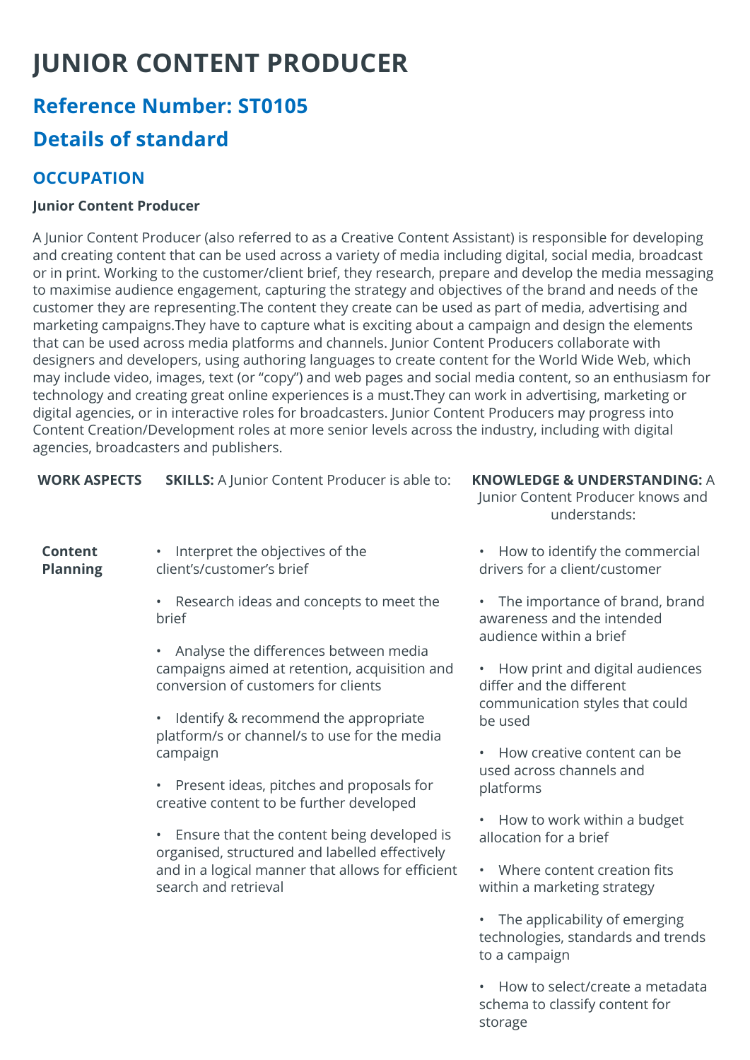# JUNIOR CONTENT PRODUCER

## Reference Number: ST0105

## Details of standard

### OCCUPATION

**Junior Content Producer**

A Junior Content Producer (also referred to as a Creative Content Assistant) is responsible for developing and creating content that can be used across a variety of media including digital, social media, broadcast or in print. Working to the customer/client brief, they research, prepare and develop the media messaging to maximise audience engagement, capturing the strategy and objectives of the brand and needs of the customer they are representing.The content they create can be used as part of media, advertising and marketing campaigns.They have to capture what is exciting about a campaign and design the elements that can be used across media platforms and channels. Junior Content Producers collaborate with designers and developers, using authoring languages to create content for the World Wide Web, which may include video, images, text (or "copy") and web pages and social media content, so an enthusiasm for technology and creating great online experiences is a must.They can work in advertising, marketing or digital agencies, or in interactive roles for broadcasters. Junior Content Producers may progress into Content Creation/Development roles at more senior levels across the industry, including with digital agencies, broadcasters and publishers.

| WORK ASPECTS | SKILLS: A Junior Content Producer is able to: | KNOWLEDGE & UNDERSTANDING: A Junior Content Producer knows and understands: |
|---|---|---|
| **Content Planning** | • Interpret the objectives of the client's/customer's brief<br>• Research ideas and concepts to meet the brief<br>• Analyse the differences between media campaigns aimed at retention, acquisition and conversion of customers for clients<br>• Identify & recommend the appropriate platform/s or channel/s to use for the media campaign<br>• Present ideas, pitches and proposals for creative content to be further developed<br>• Ensure that the content being developed is organised, structured and labelled effectively and in a logical manner that allows for efficient search and retrieval | • How to identify the commercial drivers for a client/customer<br>• The importance of brand, brand awareness and the intended audience within a brief<br>• How print and digital audiences differ and the different communication styles that could be used<br>• How creative content can be used across channels and platforms<br>• How to work within a budget allocation for a brief<br>• Where content creation fits within a marketing strategy<br>• The applicability of emerging technologies, standards and trends to a campaign<br>• How to select/create a metadata schema to classify content for storage |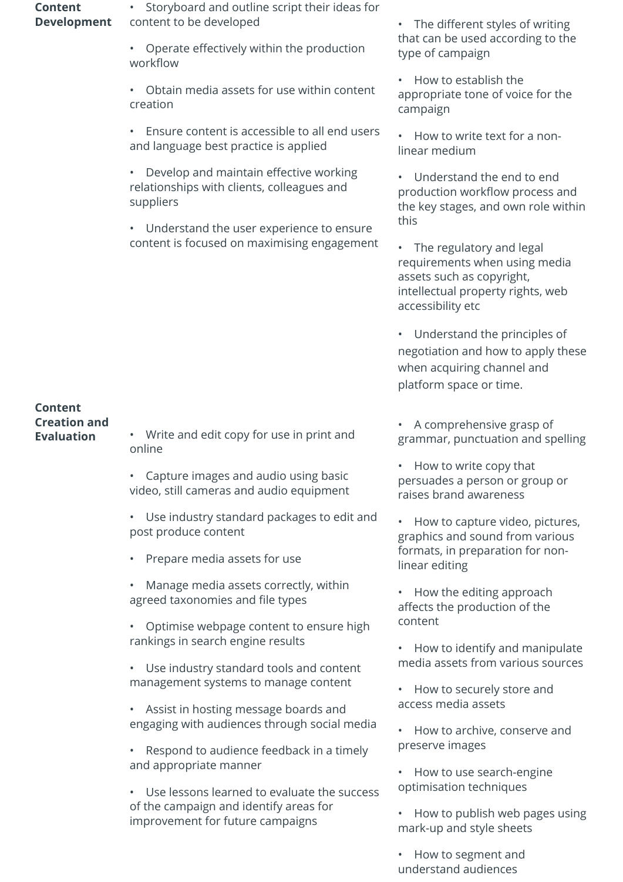| | | |
|---|---|---|
| **Content Development** | • Storyboard and outline script their ideas for content to be developed<br><br>• Operate effectively within the production workflow<br><br>• Obtain media assets for use within content creation<br><br>• Ensure content is accessible to all end users and language best practice is applied<br><br>• Develop and maintain effective working relationships with clients, colleagues and suppliers<br><br>• Understand the user experience to ensure content is focused on maximising engagement | • The different styles of writing that can be used according to the type of campaign<br><br>• How to establish the appropriate tone of voice for the campaign<br><br>• How to write text for a non-linear medium<br><br>• Understand the end to end production workflow process and the key stages, and own role within this<br><br>• The regulatory and legal requirements when using media assets such as copyright, intellectual property rights, web accessibility etc<br><br>• Understand the principles of negotiation and how to apply these when acquiring channel and platform space or time. |
| **Content Creation and Evaluation** | • Write and edit copy for use in print and online<br><br>• Capture images and audio using basic video, still cameras and audio equipment<br><br>• Use industry standard packages to edit and post produce content<br><br>• Prepare media assets for use<br><br>• Manage media assets correctly, within agreed taxonomies and file types<br><br>• Optimise webpage content to ensure high rankings in search engine results<br><br>• Use industry standard tools and content management systems to manage content<br><br>• Assist in hosting message boards and engaging with audiences through social media<br><br>• Respond to audience feedback in a timely and appropriate manner<br><br>• Use lessons learned to evaluate the success of the campaign and identify areas for improvement for future campaigns | • A comprehensive grasp of grammar, punctuation and spelling<br><br>• How to write copy that persuades a person or group or raises brand awareness<br><br>• How to capture video, pictures, graphics and sound from various formats, in preparation for non-linear editing<br><br>• How the editing approach affects the production of the content<br><br>• How to identify and manipulate media assets from various sources<br><br>• How to securely store and access media assets<br><br>• How to archive, conserve and preserve images<br><br>• How to use search-engine optimisation techniques<br><br>• How to publish web pages using mark-up and style sheets<br><br>• How to segment and understand audiences |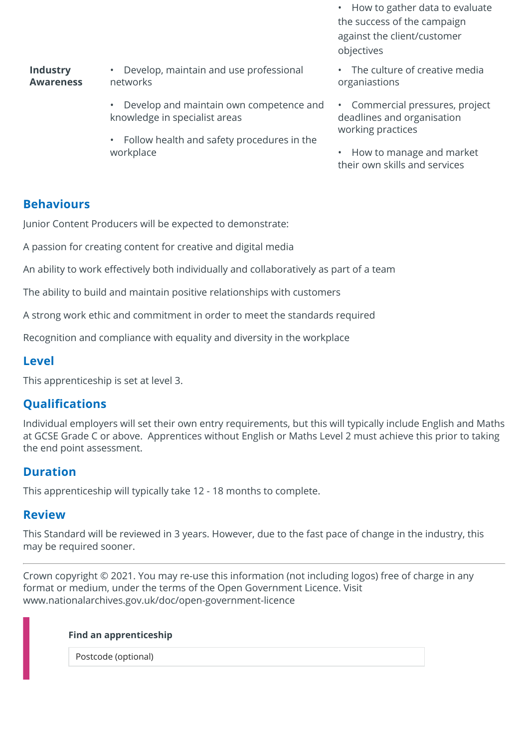| | | • How to gather data to evaluate the success of the campaign against the client/customer objectives |
|---|---|---|
| **Industry Awareness** | • Develop, maintain and use professional networks<br><br>• Develop and maintain own competence and knowledge in specialist areas<br><br>• Follow health and safety procedures in the workplace | • The culture of creative media organiastions<br><br>• Commercial pressures, project deadlines and organisation working practices<br><br>• How to manage and market their own skills and services |

## Behaviours

Junior Content Producers will be expected to demonstrate:

A passion for creating content for creative and digital media

An ability to work effectively both individually and collaboratively as part of a team

The ability to build and maintain positive relationships with customers

A strong work ethic and commitment in order to meet the standards required

Recognition and compliance with equality and diversity in the workplace

## Level

This apprenticeship is set at level 3.

## Qualifications

Individual employers will set their own entry requirements, but this will typically include English and Maths at GCSE Grade C or above. Apprentices without English or Maths Level 2 must achieve this prior to taking the end point assessment.

## Duration

This apprenticeship will typically take 12 - 18 months to complete.

## Review

This Standard will be reviewed in 3 years. However, due to the fast pace of change in the industry, this may be required sooner.

---

Crown copyright © 2021. You may re-use this information (not including logos) free of charge in any format or medium, under the terms of the Open Government Licence. Visit www.nationalarchives.gov.uk/doc/open-government-licence

**Find an apprenticeship**

Postcode (optional)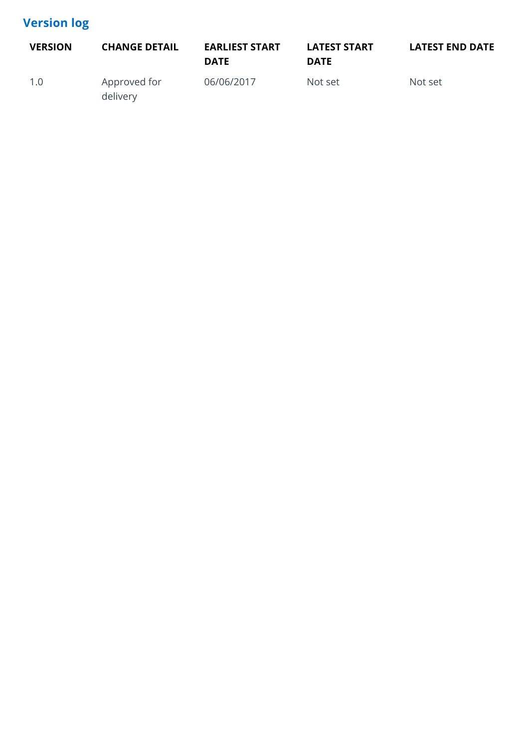## Version log

| VERSION | CHANGE DETAIL | EARLIEST START DATE | LATEST START DATE | LATEST END DATE |
|---|---|---|---|---|
| 1.0 | Approved for delivery | 06/06/2017 | Not set | Not set |